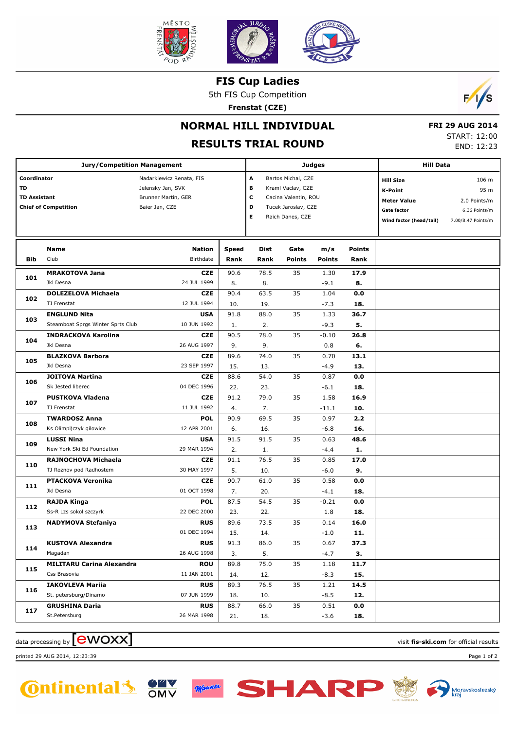# FIS Cup Ladies

5th FIS Cup Competition

**Frenstat (CZE)**

## NORMAL HILL INDIVIDUAL

## RESULTS TRIAL ROUND

**FRI 29 AUG 2014**
START: 12:00
END: 12:23

| Jury/Competition Management | | Judges | | Hill Data | |
|---|---|---|---|---|---|
| **Coordinator** | Nadarkiewicz Renata, FIS | **A** | Bartos Michal, CZE | **Hill Size** | 106 m |
| **TD** | Jelensky Jan, SVK | **B** | Kraml Vaclav, CZE | **K-Point** | 95 m |
| **TD Assistant** | Brunner Martin, GER | **C** | Cacina Valentin, ROU | **Meter Value** | 2.0 Points/m |
| **Chief of Competition** | Baier Jan, CZE | **D** | Tucek Jaroslav, CZE | **Gate factor** | 6.36 Points/m |
| | | **E** | Raich Danes, CZE | **Wind factor (head/tail)** | 7.00/8.47 Points/m |

| Bib | Name / Club | Nation / Birthdate | Speed / Rank | Dist / Rank | Gate / Points | m/s / Points | Points / Rank |
|---|---|---|---|---|---|---|---|
| 101 | **MRAKOTOVA Jana** | **CZE** | 90.6 | 78.5 | 35 | 1.30 | **17.9** |
| | Jkl Desna | 24 JUL 1999 | 8. | 8. | | -9.1 | **8.** |
| 102 | **DOLEZELOVA Michaela** | **CZE** | 90.4 | 63.5 | 35 | 1.04 | **0.0** |
| | TJ Frenstat | 12 JUL 1994 | 10. | 19. | | -7.3 | **18.** |
| 103 | **ENGLUND Nita** | **USA** | 91.8 | 88.0 | 35 | 1.33 | **36.7** |
| | Steamboat Sprgs Winter Sprts Club | 10 JUN 1992 | 1. | 2. | | -9.3 | **5.** |
| 104 | **INDRACKOVA Karolina** | **CZE** | 90.5 | 78.0 | 35 | -0.10 | **26.8** |
| | Jkl Desna | 26 AUG 1997 | 9. | 9. | | 0.8 | **6.** |
| 105 | **BLAZKOVA Barbora** | **CZE** | 89.6 | 74.0 | 35 | 0.70 | **13.1** |
| | Jkl Desna | 23 SEP 1997 | 15. | 13. | | -4.9 | **13.** |
| 106 | **JOITOVA Martina** | **CZE** | 88.6 | 54.0 | 35 | 0.87 | **0.0** |
| | Sk Jested liberec | 04 DEC 1996 | 22. | 23. | | -6.1 | **18.** |
| 107 | **PUSTKOVA Vladena** | **CZE** | 91.2 | 79.0 | 35 | 1.58 | **16.9** |
| | TJ Frenstat | 11 JUL 1992 | 4. | 7. | | -11.1 | **10.** |
| 108 | **TWARDOSZ Anna** | **POL** | 90.9 | 69.5 | 35 | 0.97 | **2.2** |
| | Ks Olimpijczyk gilowice | 12 APR 2001 | 6. | 16. | | -6.8 | **16.** |
| 109 | **LUSSI Nina** | **USA** | 91.5 | 91.5 | 35 | 0.63 | **48.6** |
| | New York Ski Ed Foundation | 29 MAR 1994 | 2. | 1. | | -4.4 | **1.** |
| 110 | **RAJNOCHOVA Michaela** | **CZE** | 91.1 | 76.5 | 35 | 0.85 | **17.0** |
| | TJ Roznov pod Radhostem | 30 MAY 1997 | 5. | 10. | | -6.0 | **9.** |
| 111 | **PTACKOVA Veronika** | **CZE** | 90.7 | 61.0 | 35 | 0.58 | **0.0** |
| | Jkl Desna | 01 OCT 1998 | 7. | 20. | | -4.1 | **18.** |
| 112 | **RAJDA Kinga** | **POL** | 87.5 | 54.5 | 35 | -0.21 | **0.0** |
| | Ss-R Lzs sokol szczyrk | 22 DEC 2000 | 23. | 22. | | 1.8 | **18.** |
| 113 | **NADYMOVA Stefaniya** | **RUS** | 89.6 | 73.5 | 35 | 0.14 | **16.0** |
| | | 01 DEC 1994 | 15. | 14. | | -1.0 | **11.** |
| 114 | **KUSTOVA Alexandra** | **RUS** | 91.3 | 86.0 | 35 | 0.67 | **37.3** |
| | Magadan | 26 AUG 1998 | 3. | 5. | | -4.7 | **3.** |
| 115 | **MILITARU Carina Alexandra** | **ROU** | 89.8 | 75.0 | 35 | 1.18 | **11.7** |
| | Css Brasovia | 11 JAN 2001 | 14. | 12. | | -8.3 | **15.** |
| 116 | **IAKOVLEVA Mariia** | **RUS** | 89.3 | 76.5 | 35 | 1.21 | **14.5** |
| | St. petersburg/Dinamo | 07 JUN 1999 | 18. | 10. | | -8.5 | **12.** |
| 117 | **GRUSHINA Daria** | **RUS** | 88.7 | 66.0 | 35 | 0.51 | **0.0** |
| | St.Petersburg | 26 MAR 1998 | 21. | 18. | | -3.6 | **18.** |

data processing by ewoxx

visit **fis-ski.com** for official results

printed 29 AUG 2014, 12:23:39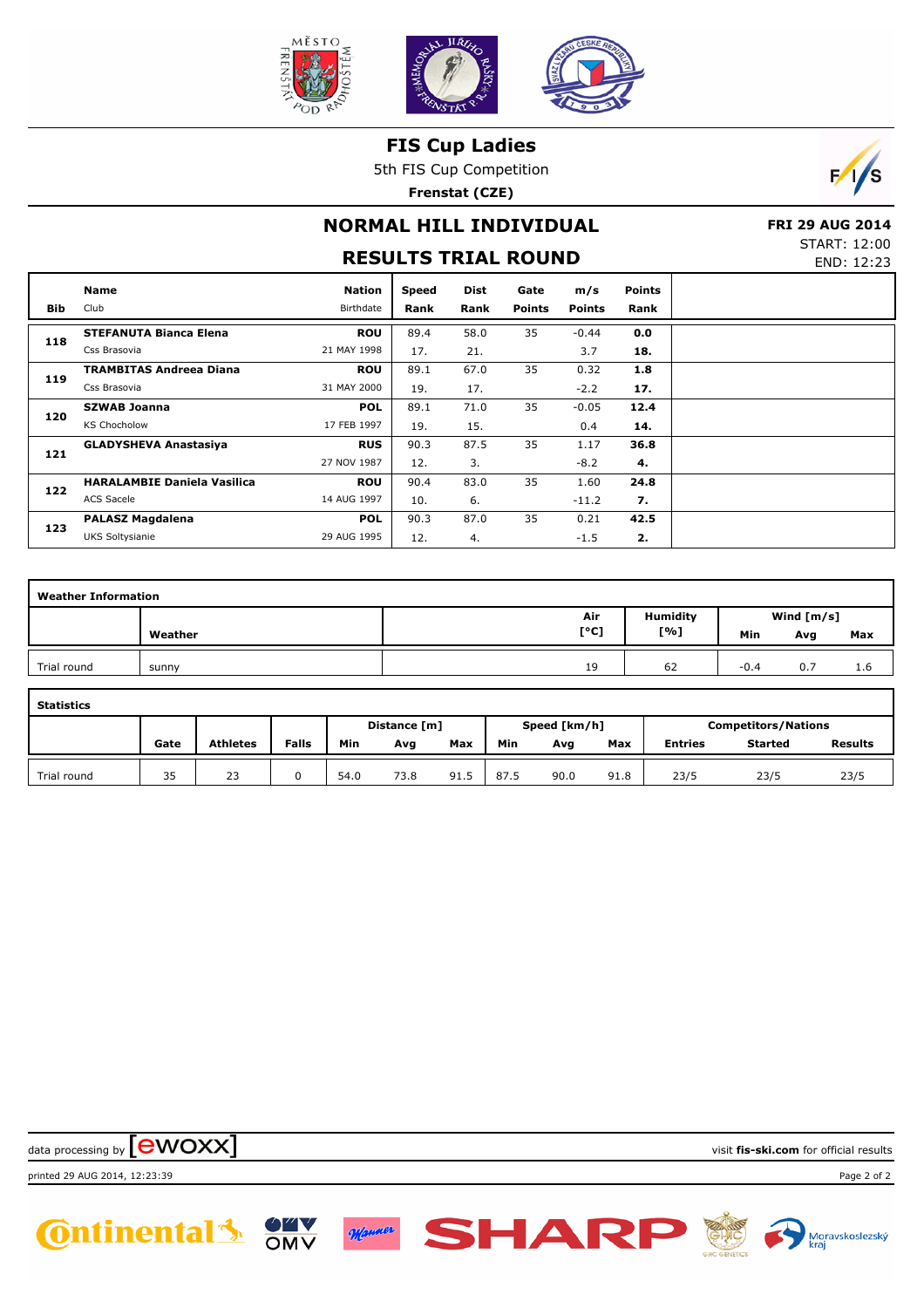# FIS Cup Ladies

5th FIS Cup Competition

**Frenstat (CZE)**

## NORMAL HILL INDIVIDUAL

**FRI 29 AUG 2014**

START: 12:00

END: 12:23

## RESULTS TRIAL ROUND

| Bib | Name / Club | Nation / Birthdate | Speed / Rank | Dist / Rank | Gate / Points | m/s / Points | Points / Rank |
|---|---|---|---|---|---|---|---|
| 118 | **STEFANUTA Bianca Elena** / Css Brasovia | **ROU** / 21 MAY 1998 | 89.4 / 17. | 58.0 / 21. | 35 | -0.44 / 3.7 | **0.0** / **18.** |
| 119 | **TRAMBITAS Andreea Diana** / Css Brasovia | **ROU** / 31 MAY 2000 | 89.1 / 19. | 67.0 / 17. | 35 | 0.32 / -2.2 | **1.8** / **17.** |
| 120 | **SZWAB Joanna** / KS Chocholow | **POL** / 17 FEB 1997 | 89.1 / 19. | 71.0 / 15. | 35 | -0.05 / 0.4 | **12.4** / **14.** |
| 121 | **GLADYSHEVA Anastasiya** | **RUS** / 27 NOV 1987 | 90.3 / 12. | 87.5 / 3. | 35 | 1.17 / -8.2 | **36.8** / **4.** |
| 122 | **HARALAMBIE Daniela Vasilica** / ACS Sacele | **ROU** / 14 AUG 1997 | 90.4 / 10. | 83.0 / 6. | 35 | 1.60 / -11.2 | **24.8** / **7.** |
| 123 | **PALASZ Magdalena** / UKS Soltysianie | **POL** / 29 AUG 1995 | 90.3 / 12. | 87.0 / 4. | 35 | 0.21 / -1.5 | **42.5** / **2.** |

**Weather Information**

| | Weather | Air [°C] | Humidity [%] | Wind [m/s] | | |
|---|---|---|---|---|---|---|
| | | | | Min | Avg | Max |
| Trial round | sunny | 19 | 62 | -0.4 | 0.7 | 1.6 |

**Statistics**

| | Gate | Athletes | Falls | Distance [m] | | | Speed [km/h] | | | Competitors/Nations | | |
|---|---|---|---|---|---|---|---|---|---|---|---|---|
| | | | | Min | Avg | Max | Min | Avg | Max | Entries | Started | Results |
| Trial round | 35 | 23 | 0 | 54.0 | 73.8 | 91.5 | 87.5 | 90.0 | 91.8 | 23/5 | 23/5 | 23/5 |

data processing by ewoxx

visit **fis-ski.com** for official results

printed 29 AUG 2014, 12:23:39